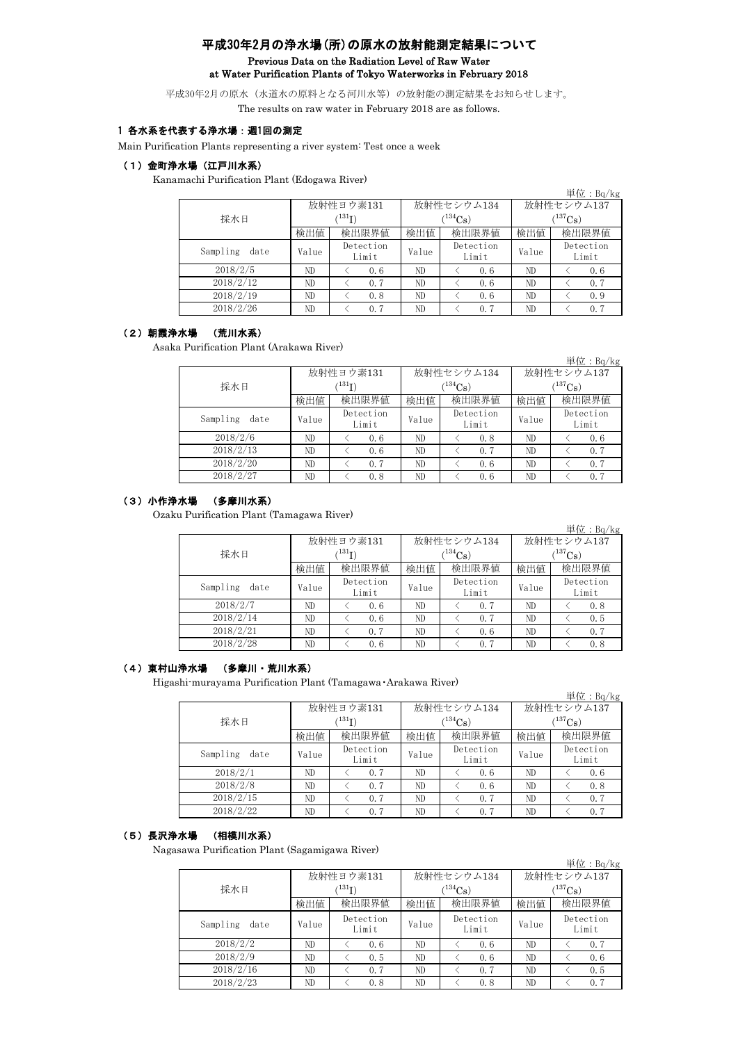# 平成30年2月の浄水場(所)の原水の放射能測定結果について

Previous Data on the Radiation Level of Raw Water at Water Purification Plants of Tokyo Waterworks in February 2018

平成30年2月の原水（水道水の原料となる河川水等）の放射能の測定結果をお知らせします。

The results on raw water in February 2018 are as follows.

## 1 各水系を代表する浄水場：週1回の測定

Main Purification Plants representing a river system: Test once a week

### （1）金町浄水場（江戸川水系）

Kanamachi Purification Plant (Edogawa River)

単位：Bq/kg

| 採水日 | 放射性ヨウ素131 ($^{131}I$) | | 放射性セシウム134 ($^{134}Cs$) | | 放射性セシウム137 ($^{137}Cs$) | |
|---|---|---|---|---|---|---|
| | 検出値 | 検出限界値 | 検出値 | 検出限界値 | 検出値 | 検出限界値 |
| Sampling date | Value | Detection Limit | Value | Detection Limit | Value | Detection Limit |
| 2018/2/5 | ND | < 0.6 | ND | < 0.6 | ND | < 0.6 |
| 2018/2/12 | ND | < 0.7 | ND | < 0.6 | ND | < 0.7 |
| 2018/2/19 | ND | < 0.8 | ND | < 0.6 | ND | < 0.9 |
| 2018/2/26 | ND | < 0.7 | ND | < 0.7 | ND | < 0.7 |

### （2）朝霞浄水場 （荒川水系）

Asaka Purification Plant (Arakawa River)

単位：Bq/kg

| 採水日 | 放射性ヨウ素131 ($^{131}I$) | | 放射性セシウム134 ($^{134}Cs$) | | 放射性セシウム137 ($^{137}Cs$) | |
|---|---|---|---|---|---|---|
| | 検出値 | 検出限界値 | 検出値 | 検出限界値 | 検出値 | 検出限界値 |
| Sampling date | Value | Detection Limit | Value | Detection Limit | Value | Detection Limit |
| 2018/2/6 | ND | < 0.6 | ND | < 0.8 | ND | < 0.6 |
| 2018/2/13 | ND | < 0.6 | ND | < 0.7 | ND | < 0.7 |
| 2018/2/20 | ND | < 0.7 | ND | < 0.6 | ND | < 0.7 |
| 2018/2/27 | ND | < 0.8 | ND | < 0.6 | ND | < 0.7 |

### （3）小作浄水場 （多摩川水系）

Ozaku Purification Plant (Tamagawa River)

単位：Bq/kg

| 採水日 | 放射性ヨウ素131 ($^{131}I$) | | 放射性セシウム134 ($^{134}Cs$) | | 放射性セシウム137 ($^{137}Cs$) | |
|---|---|---|---|---|---|---|
| | 検出値 | 検出限界値 | 検出値 | 検出限界値 | 検出値 | 検出限界値 |
| Sampling date | Value | Detection Limit | Value | Detection Limit | Value | Detection Limit |
| 2018/2/7 | ND | < 0.6 | ND | < 0.7 | ND | < 0.8 |
| 2018/2/14 | ND | < 0.6 | ND | < 0.7 | ND | < 0.5 |
| 2018/2/21 | ND | < 0.7 | ND | < 0.6 | ND | < 0.7 |
| 2018/2/28 | ND | < 0.6 | ND | < 0.7 | ND | < 0.8 |

### （4）東村山浄水場 （多摩川・荒川水系）

Higashi-murayama Purification Plant (Tamagawa･Arakawa River)

単位：Bq/kg

| 採水日 | 放射性ヨウ素131 ($^{131}I$) | | 放射性セシウム134 ($^{134}Cs$) | | 放射性セシウム137 ($^{137}Cs$) | |
|---|---|---|---|---|---|---|
| | 検出値 | 検出限界値 | 検出値 | 検出限界値 | 検出値 | 検出限界値 |
| Sampling date | Value | Detection Limit | Value | Detection Limit | Value | Detection Limit |
| 2018/2/1 | ND | < 0.7 | ND | < 0.6 | ND | < 0.6 |
| 2018/2/8 | ND | < 0.7 | ND | < 0.6 | ND | < 0.8 |
| 2018/2/15 | ND | < 0.7 | ND | < 0.7 | ND | < 0.7 |
| 2018/2/22 | ND | < 0.7 | ND | < 0.7 | ND | < 0.7 |

### （5）長沢浄水場 （相模川水系）

Nagasawa Purification Plant (Sagamigawa River)

単位：Bq/kg

| 採水日 | 放射性ヨウ素131 ($^{131}I$) | | 放射性セシウム134 ($^{134}Cs$) | | 放射性セシウム137 ($^{137}Cs$) | |
|---|---|---|---|---|---|---|
| | 検出値 | 検出限界値 | 検出値 | 検出限界値 | 検出値 | 検出限界値 |
| Sampling date | Value | Detection Limit | Value | Detection Limit | Value | Detection Limit |
| 2018/2/2 | ND | < 0.6 | ND | < 0.6 | ND | < 0.7 |
| 2018/2/9 | ND | < 0.5 | ND | < 0.6 | ND | < 0.6 |
| 2018/2/16 | ND | < 0.7 | ND | < 0.7 | ND | < 0.5 |
| 2018/2/23 | ND | < 0.8 | ND | < 0.8 | ND | < 0.7 |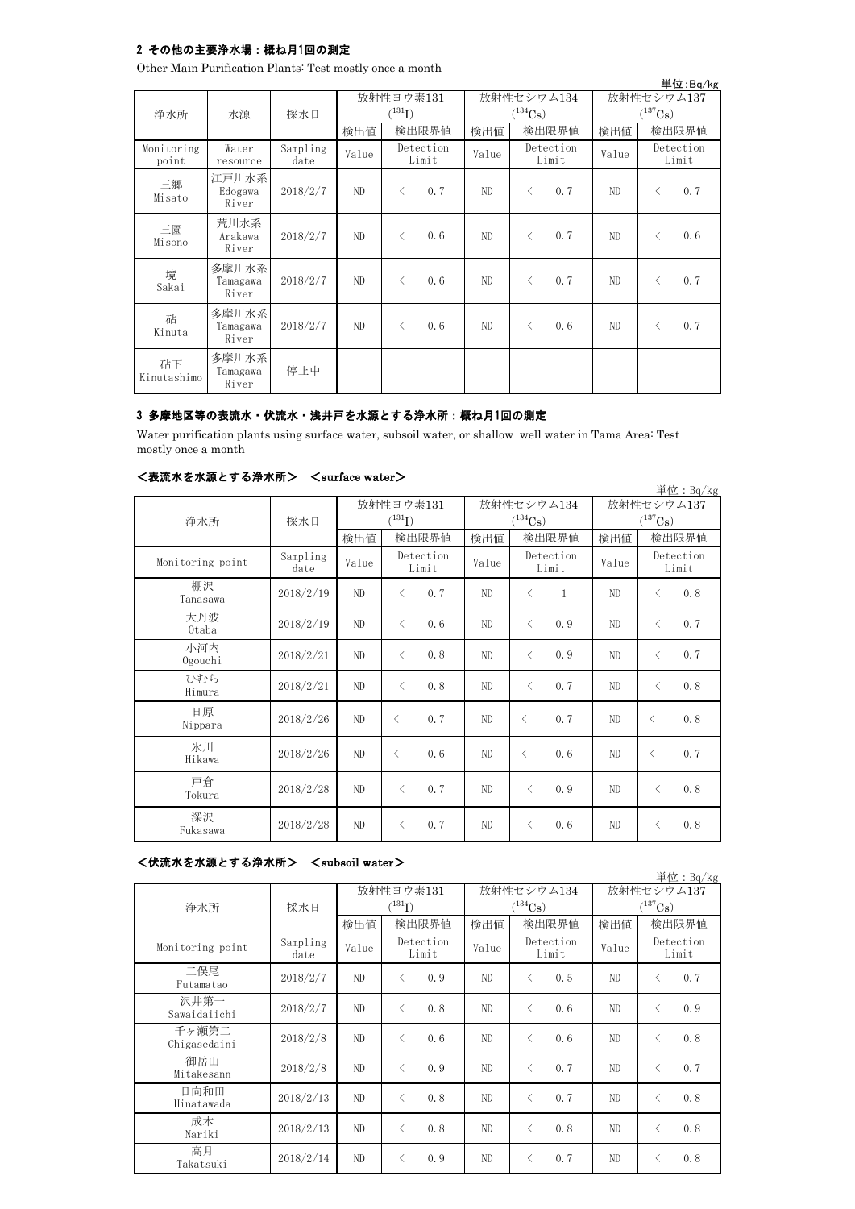## 2 その他の主要浄水場：概ね月1回の測定

Other Main Purification Plants: Test mostly once a month

単位:Bq/kg

| 浄水所 | 水源 | 採水日 | 放射性ヨウ素131 ($^{131}I$) | | 放射性セシウム134 ($^{134}Cs$) | | 放射性セシウム137 ($^{137}Cs$) | |
|---|---|---|---|---|---|---|---|---|
| | | | 検出値 | 検出限界値 | 検出値 | 検出限界値 | 検出値 | 検出限界値 |
| Monitoring point | Water resource | Sampling date | Value | Detection Limit | Value | Detection Limit | Value | Detection Limit |
| 三郷 Misato | 江戸川水系 Edogawa River | 2018/2/7 | ND | < 0.7 | ND | < 0.7 | ND | < 0.7 |
| 三園 Misono | 荒川水系 Arakawa River | 2018/2/7 | ND | < 0.6 | ND | < 0.7 | ND | < 0.6 |
| 境 Sakai | 多摩川水系 Tamagawa River | 2018/2/7 | ND | < 0.6 | ND | < 0.7 | ND | < 0.7 |
| 砧 Kinuta | 多摩川水系 Tamagawa River | 2018/2/7 | ND | < 0.6 | ND | < 0.6 | ND | < 0.7 |
| 砧下 Kinutashimo | 多摩川水系 Tamagawa River | 停止中 | | | | | | |

## 3 多摩地区等の表流水・伏流水・浅井戸を水源とする浄水所：概ね月1回の測定

Water purification plants using surface water, subsoil water, or shallow well water in Tama Area: Test mostly once a month

### ＜表流水を水源とする浄水所＞ ＜surface water＞

単位：Bq/kg

| 浄水所 | 採水日 | 放射性ヨウ素131 ($^{131}I$) | | 放射性セシウム134 ($^{134}Cs$) | | 放射性セシウム137 ($^{137}Cs$) | |
|---|---|---|---|---|---|---|---|
| | | 検出値 | 検出限界値 | 検出値 | 検出限界値 | 検出値 | 検出限界値 |
| Monitoring point | Sampling date | Value | Detection Limit | Value | Detection Limit | Value | Detection Limit |
| 棚沢 Tanasawa | 2018/2/19 | ND | < 0.7 | ND | < 1 | ND | < 0.8 |
| 大丹波 Otaba | 2018/2/19 | ND | < 0.6 | ND | < 0.9 | ND | < 0.7 |
| 小河内 Ogouchi | 2018/2/21 | ND | < 0.8 | ND | < 0.9 | ND | < 0.7 |
| ひむら Himura | 2018/2/21 | ND | < 0.8 | ND | < 0.7 | ND | < 0.8 |
| 日原 Nippara | 2018/2/26 | ND | < 0.7 | ND | < 0.7 | ND | < 0.8 |
| 氷川 Hikawa | 2018/2/26 | ND | < 0.6 | ND | < 0.6 | ND | < 0.7 |
| 戸倉 Tokura | 2018/2/28 | ND | < 0.7 | ND | < 0.9 | ND | < 0.8 |
| 深沢 Fukasawa | 2018/2/28 | ND | < 0.7 | ND | < 0.6 | ND | < 0.8 |

### ＜伏流水を水源とする浄水所＞ ＜subsoil water＞

単位：Bq/kg

| 浄水所 | 採水日 | 放射性ヨウ素131 ($^{131}I$) | | 放射性セシウム134 ($^{134}Cs$) | | 放射性セシウム137 ($^{137}Cs$) | |
|---|---|---|---|---|---|---|---|
| | | 検出値 | 検出限界値 | 検出値 | 検出限界値 | 検出値 | 検出限界値 |
| Monitoring point | Sampling date | Value | Detection Limit | Value | Detection Limit | Value | Detection Limit |
| 二俣尾 Futamatao | 2018/2/7 | ND | < 0.9 | ND | < 0.5 | ND | < 0.7 |
| 沢井第一 Sawaidaiichi | 2018/2/7 | ND | < 0.8 | ND | < 0.6 | ND | < 0.9 |
| 千ヶ瀬第二 Chigasedaini | 2018/2/8 | ND | < 0.6 | ND | < 0.6 | ND | < 0.8 |
| 御岳山 Mitakesann | 2018/2/8 | ND | < 0.9 | ND | < 0.7 | ND | < 0.7 |
| 日向和田 Hinatawada | 2018/2/13 | ND | < 0.8 | ND | < 0.7 | ND | < 0.8 |
| 成木 Nariki | 2018/2/13 | ND | < 0.8 | ND | < 0.8 | ND | < 0.8 |
| 高月 Takatsuki | 2018/2/14 | ND | < 0.9 | ND | < 0.7 | ND | < 0.8 |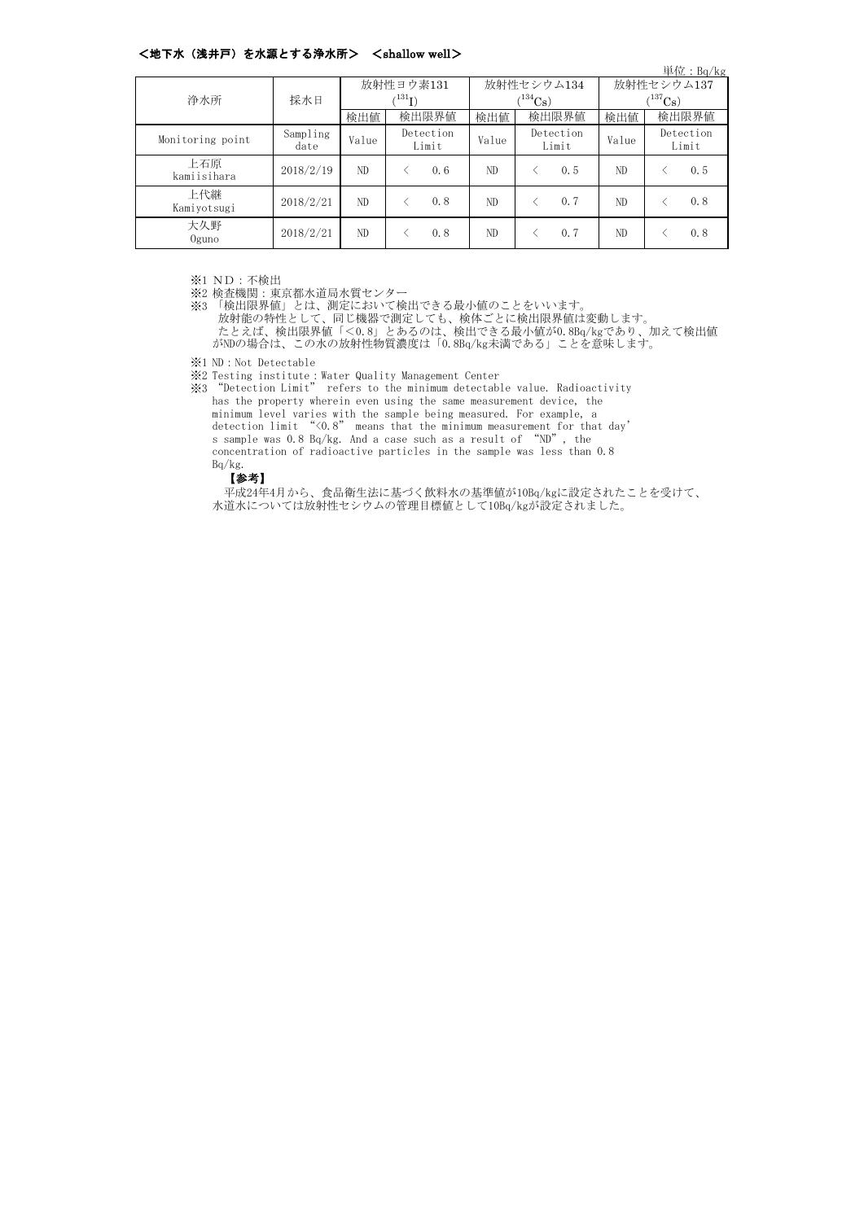## <地下水（浅井戸）を水源とする浄水所>　<shallow well>

単位：Bq/kg

| 浄水所 | 採水日 | 放射性ヨウ素131 ($^{131}I$) | | 放射性セシウム134 ($^{134}Cs$) | | 放射性セシウム137 ($^{137}Cs$) | |
|---|---|---|---|---|---|---|---|
| | | 検出値 | 検出限界値 | 検出値 | 検出限界値 | 検出値 | 検出限界値 |
| Monitoring point | Sampling date | Value | Detection Limit | Value | Detection Limit | Value | Detection Limit |
| 上石原 kamiisihara | 2018/2/19 | ND | ＜ 0.6 | ND | ＜ 0.5 | ND | ＜ 0.5 |
| 上代継 Kamiyotsugi | 2018/2/21 | ND | ＜ 0.8 | ND | ＜ 0.7 | ND | ＜ 0.8 |
| 大久野 Oguno | 2018/2/21 | ND | ＜ 0.8 | ND | ＜ 0.7 | ND | ＜ 0.8 |

※1 ＮＤ：不検出

※2 検査機関：東京都水道局水質センター

※3 「検出限界値」とは、測定において検出できる最小値のことをいいます。
放射能の特性として、同じ機器で測定しても、検体ごとに検出限界値は変動します。
たとえば、検出限界値「＜0.8」とあるのは、検出できる最小値が0.8Bq/kgであり、加えて検出値がNDの場合は、この水の放射性物質濃度は「0.8Bq/kg未満である」ことを意味します。

※1 ND：Not Detectable

※2 Testing institute：Water Quality Management Center

※3 "Detection Limit" refers to the minimum detectable value. Radioactivity has the property wherein even using the same measurement device, the minimum level varies with the sample being measured. For example, a detection limit "<0.8" means that the minimum measurement for that day's sample was 0.8 Bq/kg. And a case such as a result of "ND", the concentration of radioactive particles in the sample was less than 0.8 Bq/kg.

**【参考】**

平成24年4月から、食品衛生法に基づく飲料水の基準値が10Bq/kgに設定されたことを受けて、水道水については放射性セシウムの管理目標値として10Bq/kgが設定されました。